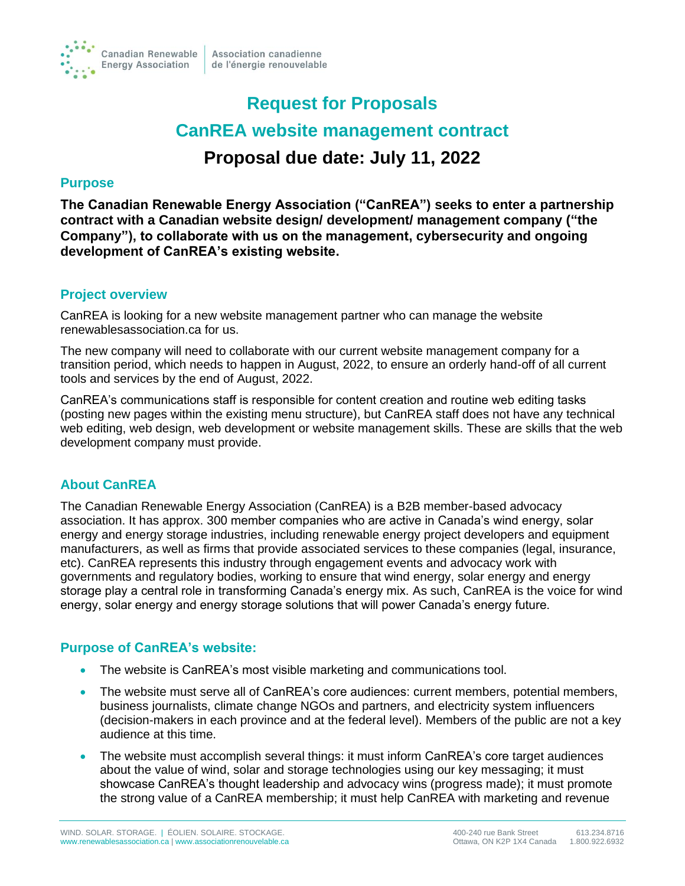# Request for Proposals

# CanREA website management contract

# Proposal due date: July 11, 2022

## Purpose

**The Canadian Renewable Energy Association ("CanREA") seeks to enter a partnership contract with a Canadian website design/ development/ management company ("the Company"), to collaborate with us on the management, cybersecurity and ongoing development of CanREA's existing website.**

## Project overview

CanREA is looking for a new website management partner who can manage the website renewablesassociation.ca for us.

The new company will need to collaborate with our current website management company for a transition period, which needs to happen in August, 2022, to ensure an orderly hand-off of all current tools and services by the end of August, 2022.

CanREA's communications staff is responsible for content creation and routine web editing tasks (posting new pages within the existing menu structure), but CanREA staff does not have any technical web editing, web design, web development or website management skills. These are skills that the web development company must provide.

## About CanREA

The Canadian Renewable Energy Association (CanREA) is a B2B member-based advocacy association. It has approx. 300 member companies who are active in Canada's wind energy, solar energy and energy storage industries, including renewable energy project developers and equipment manufacturers, as well as firms that provide associated services to these companies (legal, insurance, etc). CanREA represents this industry through engagement events and advocacy work with governments and regulatory bodies, working to ensure that wind energy, solar energy and energy storage play a central role in transforming Canada's energy mix. As such, CanREA is the voice for wind energy, solar energy and energy storage solutions that will power Canada's energy future.

## Purpose of CanREA's website:

- The website is CanREA's most visible marketing and communications tool.
- The website must serve all of CanREA's core audiences: current members, potential members, business journalists, climate change NGOs and partners, and electricity system influencers (decision-makers in each province and at the federal level). Members of the public are not a key audience at this time.
- The website must accomplish several things: it must inform CanREA's core target audiences about the value of wind, solar and storage technologies using our key messaging; it must showcase CanREA's thought leadership and advocacy wins (progress made); it must promote the strong value of a CanREA membership; it must help CanREA with marketing and revenue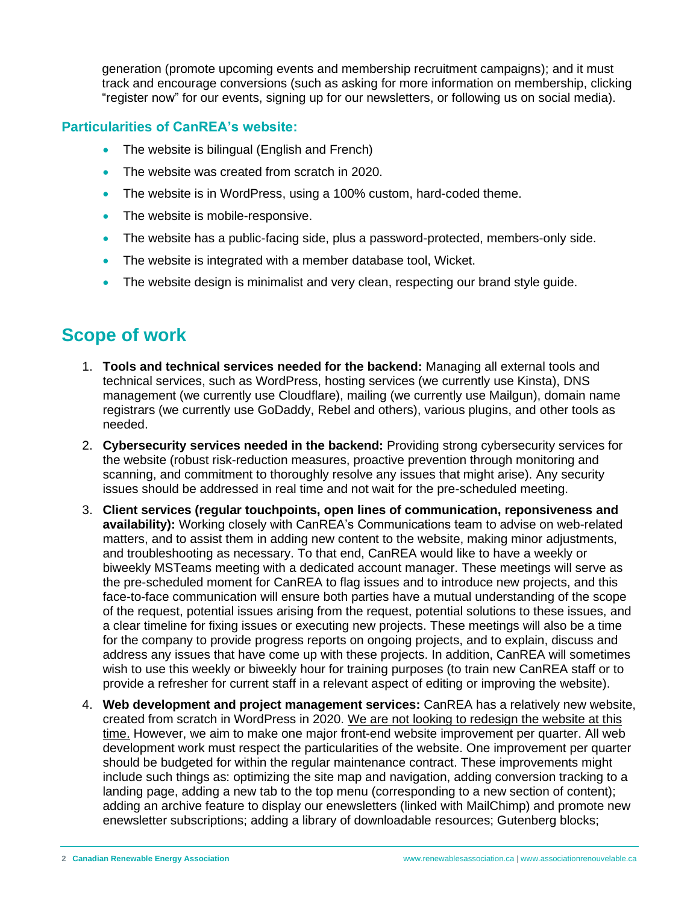generation (promote upcoming events and membership recruitment campaigns); and it must track and encourage conversions (such as asking for more information on membership, clicking "register now" for our events, signing up for our newsletters, or following us on social media).

### Particularities of CanREA's website:

- The website is bilingual (English and French)
- The website was created from scratch in 2020.
- The website is in WordPress, using a 100% custom, hard-coded theme.
- The website is mobile-responsive.
- The website has a public-facing side, plus a password-protected, members-only side.
- The website is integrated with a member database tool, Wicket.
- The website design is minimalist and very clean, respecting our brand style guide.

## Scope of work

1. **Tools and technical services needed for the backend:** Managing all external tools and technical services, such as WordPress, hosting services (we currently use Kinsta), DNS management (we currently use Cloudflare), mailing (we currently use Mailgun), domain name registrars (we currently use GoDaddy, Rebel and others), various plugins, and other tools as needed.
2. **Cybersecurity services needed in the backend:** Providing strong cybersecurity services for the website (robust risk-reduction measures, proactive prevention through monitoring and scanning, and commitment to thoroughly resolve any issues that might arise). Any security issues should be addressed in real time and not wait for the pre-scheduled meeting.
3. **Client services (regular touchpoints, open lines of communication, reponsiveness and availability):** Working closely with CanREA's Communications team to advise on web-related matters, and to assist them in adding new content to the website, making minor adjustments, and troubleshooting as necessary. To that end, CanREA would like to have a weekly or biweekly MSTeams meeting with a dedicated account manager. These meetings will serve as the pre-scheduled moment for CanREA to flag issues and to introduce new projects, and this face-to-face communication will ensure both parties have a mutual understanding of the scope of the request, potential issues arising from the request, potential solutions to these issues, and a clear timeline for fixing issues or executing new projects. These meetings will also be a time for the company to provide progress reports on ongoing projects, and to explain, discuss and address any issues that have come up with these projects. In addition, CanREA will sometimes wish to use this weekly or biweekly hour for training purposes (to train new CanREA staff or to provide a refresher for current staff in a relevant aspect of editing or improving the website).
4. **Web development and project management services:** CanREA has a relatively new website, created from scratch in WordPress in 2020. <u>We are not looking to redesign the website at this time.</u> However, we aim to make one major front-end website improvement per quarter. All web development work must respect the particularities of the website. One improvement per quarter should be budgeted for within the regular maintenance contract. These improvements might include such things as: optimizing the site map and navigation, adding conversion tracking to a landing page, adding a new tab to the top menu (corresponding to a new section of content); adding an archive feature to display our enewsletters (linked with MailChimp) and promote new enewsletter subscriptions; adding a library of downloadable resources; Gutenberg blocks;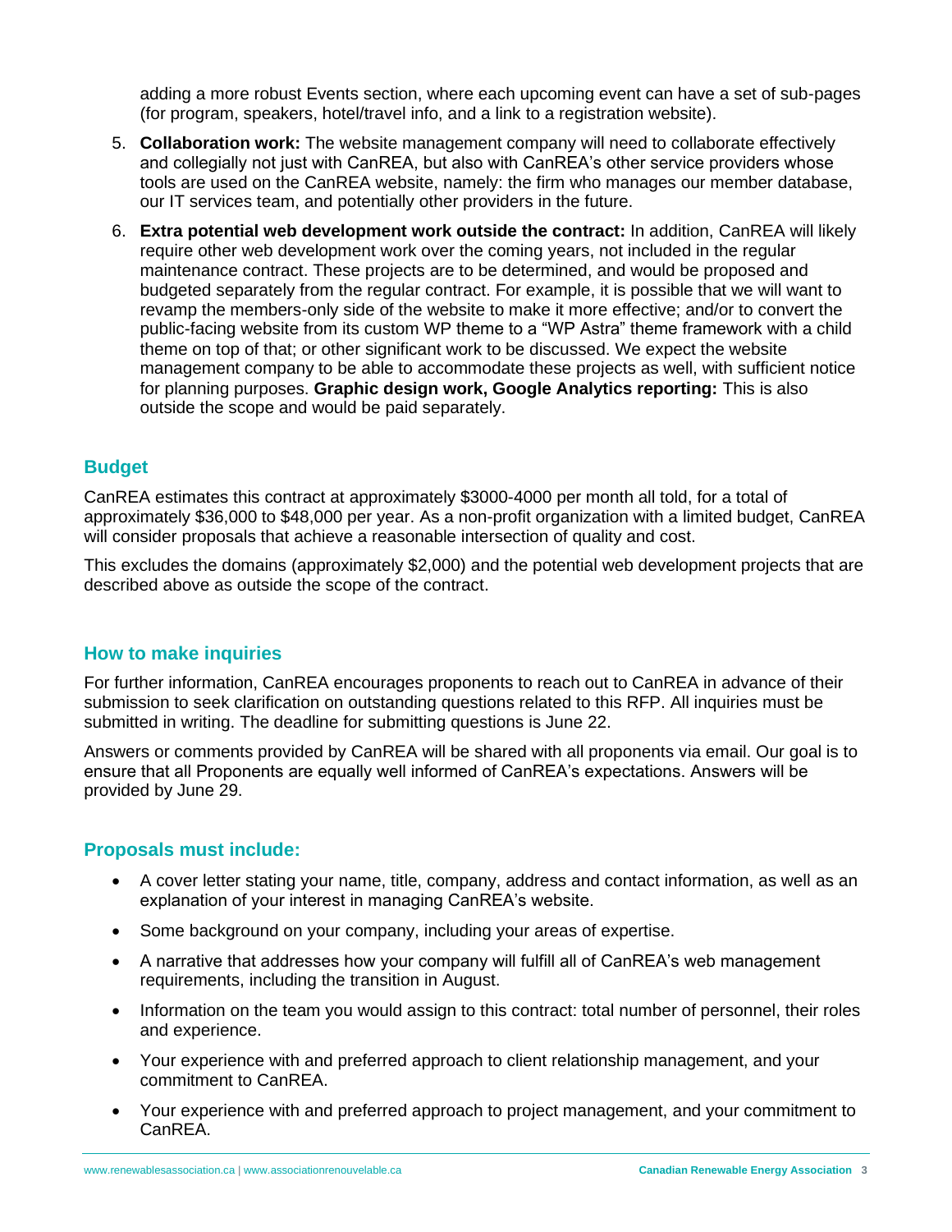adding a more robust Events section, where each upcoming event can have a set of sub-pages (for program, speakers, hotel/travel info, and a link to a registration website).

5. **Collaboration work:** The website management company will need to collaborate effectively and collegially not just with CanREA, but also with CanREA's other service providers whose tools are used on the CanREA website, namely: the firm who manages our member database, our IT services team, and potentially other providers in the future.
6. **Extra potential web development work outside the contract:** In addition, CanREA will likely require other web development work over the coming years, not included in the regular maintenance contract. These projects are to be determined, and would be proposed and budgeted separately from the regular contract. For example, it is possible that we will want to revamp the members-only side of the website to make it more effective; and/or to convert the public-facing website from its custom WP theme to a "WP Astra" theme framework with a child theme on top of that; or other significant work to be discussed. We expect the website management company to be able to accommodate these projects as well, with sufficient notice for planning purposes. **Graphic design work, Google Analytics reporting:** This is also outside the scope and would be paid separately.

## Budget

CanREA estimates this contract at approximately $3000-4000 per month all told, for a total of approximately $36,000 to $48,000 per year. As a non-profit organization with a limited budget, CanREA will consider proposals that achieve a reasonable intersection of quality and cost.

This excludes the domains (approximately $2,000) and the potential web development projects that are described above as outside the scope of the contract.

## How to make inquiries

For further information, CanREA encourages proponents to reach out to CanREA in advance of their submission to seek clarification on outstanding questions related to this RFP. All inquiries must be submitted in writing. The deadline for submitting questions is June 22.

Answers or comments provided by CanREA will be shared with all proponents via email. Our goal is to ensure that all Proponents are equally well informed of CanREA's expectations. Answers will be provided by June 29.

## Proposals must include:

- A cover letter stating your name, title, company, address and contact information, as well as an explanation of your interest in managing CanREA's website.
- Some background on your company, including your areas of expertise.
- A narrative that addresses how your company will fulfill all of CanREA's web management requirements, including the transition in August.
- Information on the team you would assign to this contract: total number of personnel, their roles and experience.
- Your experience with and preferred approach to client relationship management, and your commitment to CanREA.
- Your experience with and preferred approach to project management, and your commitment to CanREA.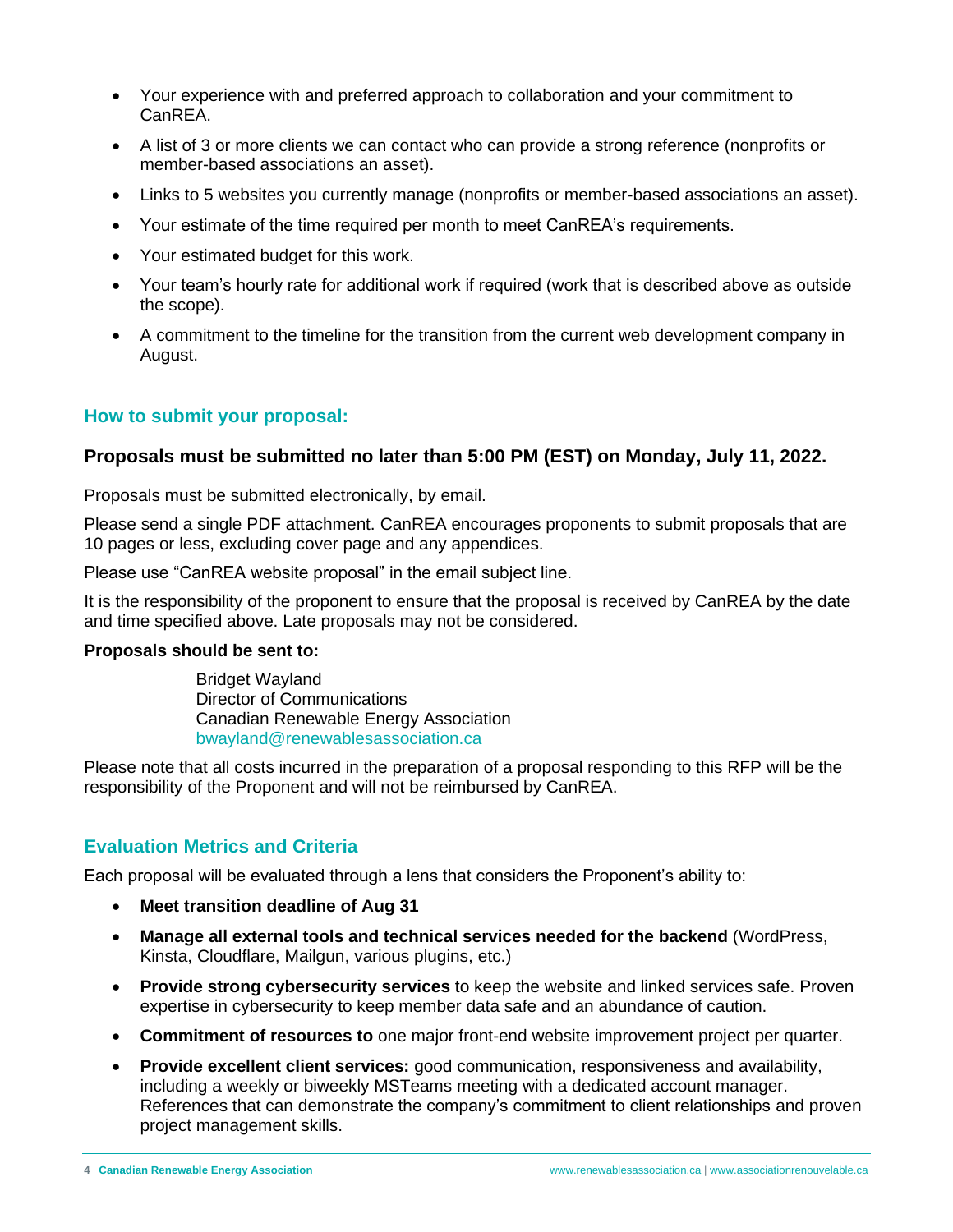- Your experience with and preferred approach to collaboration and your commitment to CanREA.
- A list of 3 or more clients we can contact who can provide a strong reference (nonprofits or member-based associations an asset).
- Links to 5 websites you currently manage (nonprofits or member-based associations an asset).
- Your estimate of the time required per month to meet CanREA's requirements.
- Your estimated budget for this work.
- Your team's hourly rate for additional work if required (work that is described above as outside the scope).
- A commitment to the timeline for the transition from the current web development company in August.

## How to submit your proposal:

**Proposals must be submitted no later than 5:00 PM (EST) on Monday, July 11, 2022.**

Proposals must be submitted electronically, by email.

Please send a single PDF attachment. CanREA encourages proponents to submit proposals that are 10 pages or less, excluding cover page and any appendices.

Please use "CanREA website proposal" in the email subject line.

It is the responsibility of the proponent to ensure that the proposal is received by CanREA by the date and time specified above. Late proposals may not be considered.

**Proposals should be sent to:**

Bridget Wayland
Director of Communications
Canadian Renewable Energy Association
bwayland@renewablesassociation.ca

Please note that all costs incurred in the preparation of a proposal responding to this RFP will be the responsibility of the Proponent and will not be reimbursed by CanREA.

## Evaluation Metrics and Criteria

Each proposal will be evaluated through a lens that considers the Proponent's ability to:

- **Meet transition deadline of Aug 31**
- **Manage all external tools and technical services needed for the backend** (WordPress, Kinsta, Cloudflare, Mailgun, various plugins, etc.)
- **Provide strong cybersecurity services** to keep the website and linked services safe. Proven expertise in cybersecurity to keep member data safe and an abundance of caution.
- **Commitment of resources to** one major front-end website improvement project per quarter.
- **Provide excellent client services:** good communication, responsiveness and availability, including a weekly or biweekly MSTeams meeting with a dedicated account manager. References that can demonstrate the company's commitment to client relationships and proven project management skills.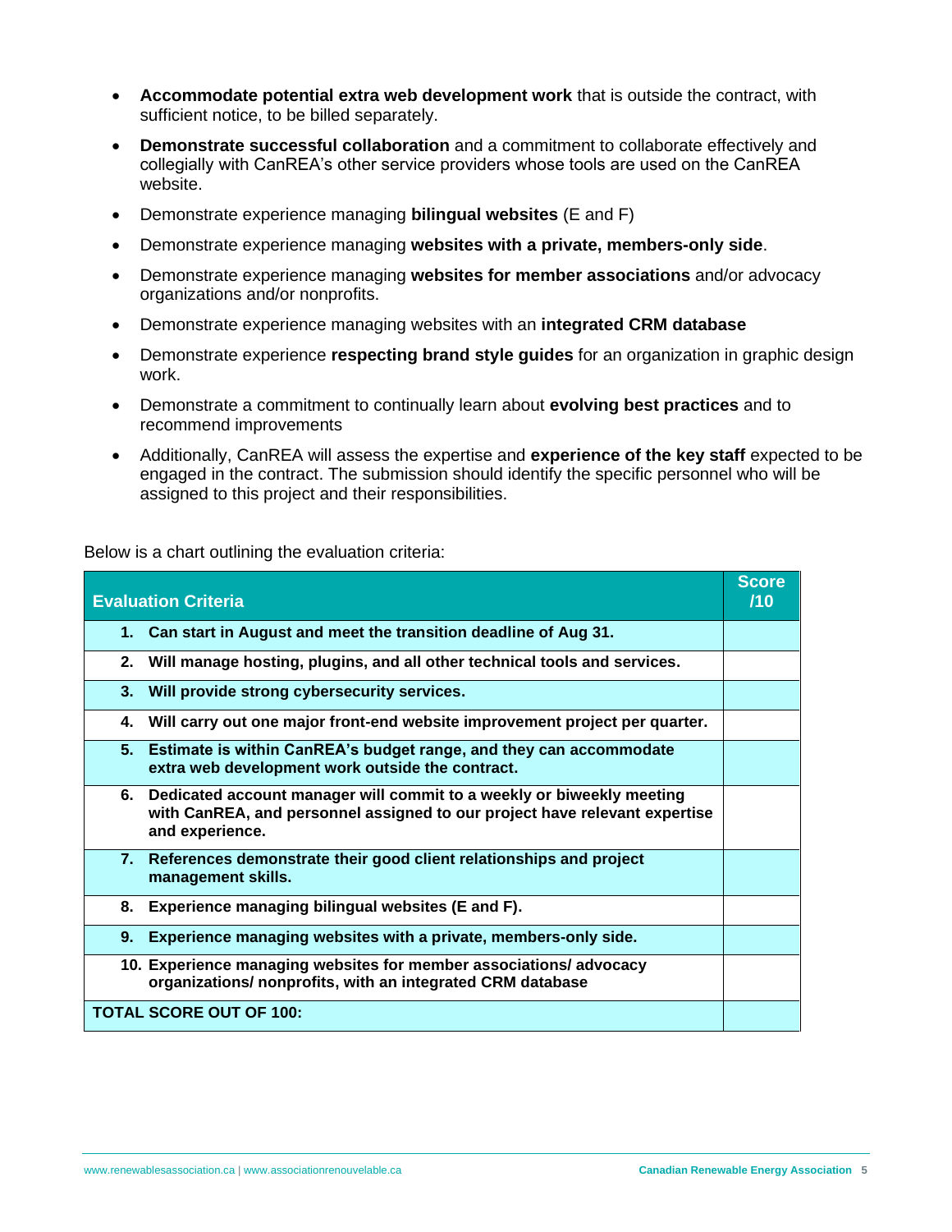- **Accommodate potential extra web development work** that is outside the contract, with sufficient notice, to be billed separately.
- **Demonstrate successful collaboration** and a commitment to collaborate effectively and collegially with CanREA's other service providers whose tools are used on the CanREA website.
- Demonstrate experience managing **bilingual websites** (E and F)
- Demonstrate experience managing **websites with a private, members-only side**.
- Demonstrate experience managing **websites for member associations** and/or advocacy organizations and/or nonprofits.
- Demonstrate experience managing websites with an **integrated CRM database**
- Demonstrate experience **respecting brand style guides** for an organization in graphic design work.
- Demonstrate a commitment to continually learn about **evolving best practices** and to recommend improvements
- Additionally, CanREA will assess the expertise and **experience of the key staff** expected to be engaged in the contract. The submission should identify the specific personnel who will be assigned to this project and their responsibilities.

Below is a chart outlining the evaluation criteria:

| Evaluation Criteria | Score /10 |
|---|---|
| **1. Can start in August and meet the transition deadline of Aug 31.** | |
| **2. Will manage hosting, plugins, and all other technical tools and services.** | |
| **3. Will provide strong cybersecurity services.** | |
| **4. Will carry out one major front-end website improvement project per quarter.** | |
| **5. Estimate is within CanREA's budget range, and they can accommodate extra web development work outside the contract.** | |
| **6. Dedicated account manager will commit to a weekly or biweekly meeting with CanREA, and personnel assigned to our project have relevant expertise and experience.** | |
| **7. References demonstrate their good client relationships and project management skills.** | |
| **8. Experience managing bilingual websites (E and F).** | |
| **9. Experience managing websites with a private, members-only side.** | |
| **10. Experience managing websites for member associations/ advocacy organizations/ nonprofits, with an integrated CRM database** | |
| **TOTAL SCORE OUT OF 100:** | |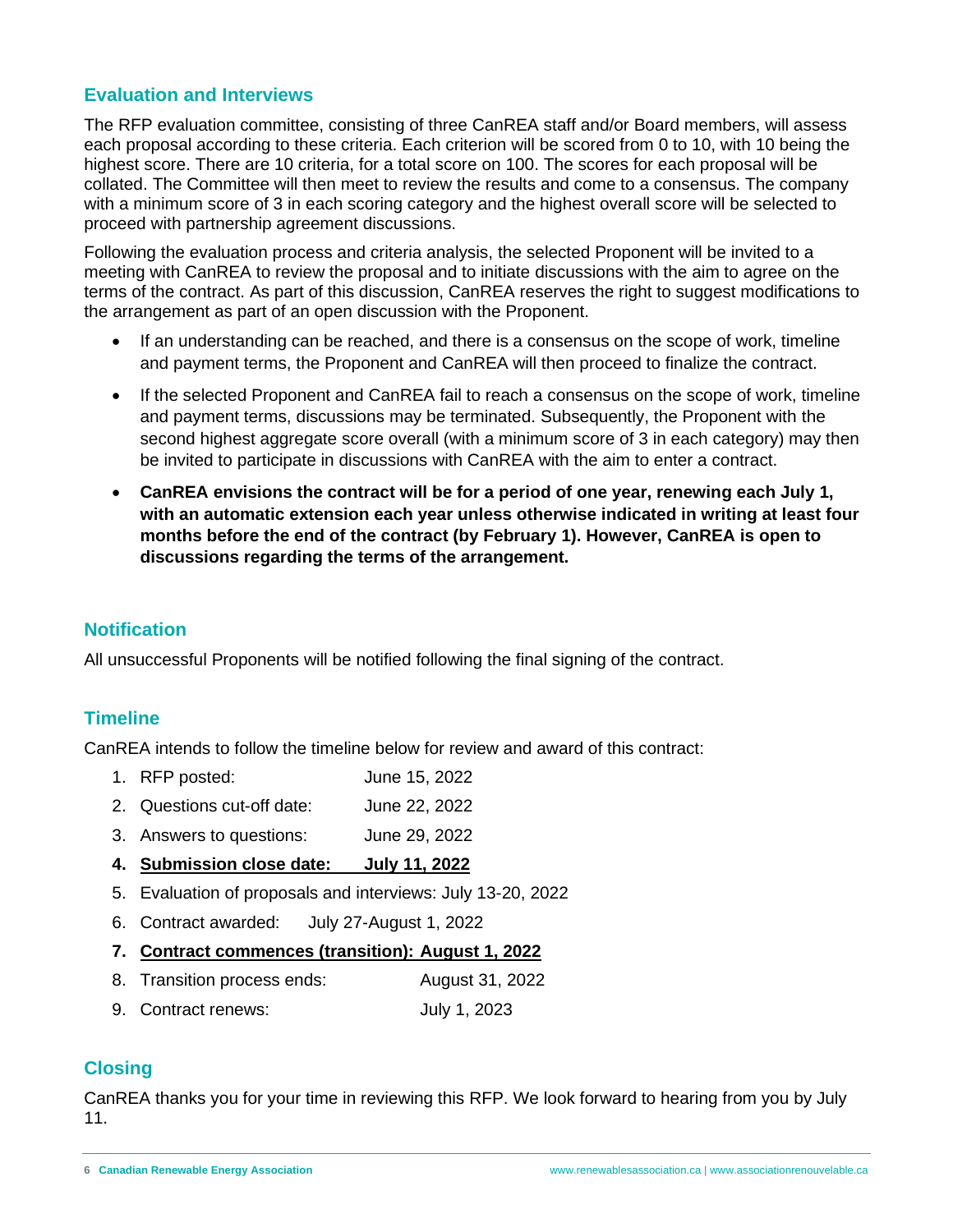## Evaluation and Interviews

The RFP evaluation committee, consisting of three CanREA staff and/or Board members, will assess each proposal according to these criteria. Each criterion will be scored from 0 to 10, with 10 being the highest score. There are 10 criteria, for a total score on 100. The scores for each proposal will be collated. The Committee will then meet to review the results and come to a consensus. The company with a minimum score of 3 in each scoring category and the highest overall score will be selected to proceed with partnership agreement discussions.

Following the evaluation process and criteria analysis, the selected Proponent will be invited to a meeting with CanREA to review the proposal and to initiate discussions with the aim to agree on the terms of the contract. As part of this discussion, CanREA reserves the right to suggest modifications to the arrangement as part of an open discussion with the Proponent.

- If an understanding can be reached, and there is a consensus on the scope of work, timeline and payment terms, the Proponent and CanREA will then proceed to finalize the contract.
- If the selected Proponent and CanREA fail to reach a consensus on the scope of work, timeline and payment terms, discussions may be terminated. Subsequently, the Proponent with the second highest aggregate score overall (with a minimum score of 3 in each category) may then be invited to participate in discussions with CanREA with the aim to enter a contract.
- **CanREA envisions the contract will be for a period of one year, renewing each July 1, with an automatic extension each year unless otherwise indicated in writing at least four months before the end of the contract (by February 1). However, CanREA is open to discussions regarding the terms of the arrangement.**

## Notification

All unsuccessful Proponents will be notified following the final signing of the contract.

## Timeline

CanREA intends to follow the timeline below for review and award of this contract:

1. RFP posted: June 15, 2022
2. Questions cut-off date: June 22, 2022
3. Answers to questions: June 29, 2022
4. **Submission close date: July 11, 2022**
5. Evaluation of proposals and interviews: July 13-20, 2022
6. Contract awarded: July 27-August 1, 2022
7. **Contract commences (transition): August 1, 2022**
8. Transition process ends: August 31, 2022
9. Contract renews: July 1, 2023

## Closing

CanREA thanks you for your time in reviewing this RFP. We look forward to hearing from you by July 11.